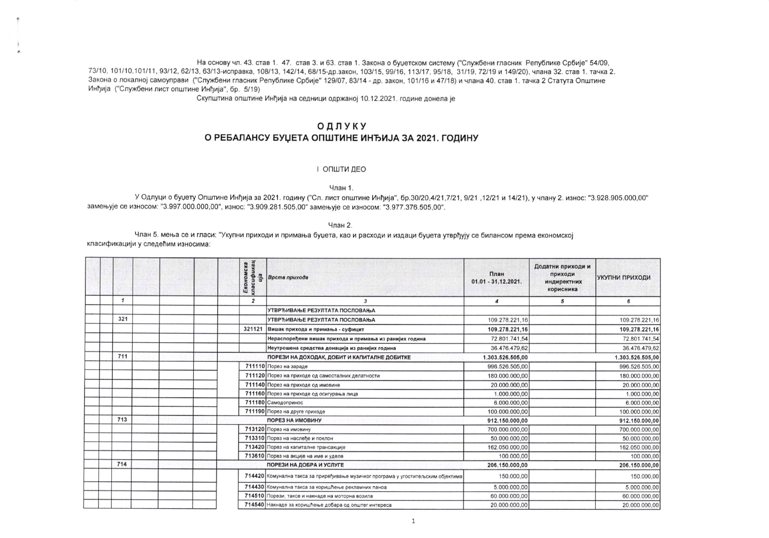На основу чл. 43. став 1. 47. став 3. и 63. став 1. Закона о буџетском систему ("Службени гласник Републике Србије" 54/09, 73/10, 101/10,101/11, 93/12, 62/13, 63/13-исправка, 108/13, 142/14, 68/15-др.закон, 103/15, 99/16, 113/17, 95/18, 31/19, 72/19 и 149/20), члана 32. став 1. тачка 2. Закона о локалној самоуправи ("Службени гласник Републике Србије" 129/07, 83/14 - др. закон, 101/16 и 47/18) и члана 40. став 1. тачка 2 Статута Општине Инђија ("Службени лист општине Инђија", бр. 5/19)

Скупштина општине Инђија на седници одржаној 10.12.2021. године донела је

# ОДЛУКУ
## О РЕБАЛАНСУ БУЏЕТА ОПШТИНЕ ИНЂИЈА ЗА 2021. ГОДИНУ

### I ОПШТИ ДЕО

Члан 1.

У Одлуци о буџету Општине Инђија за 2021. годину ("Сл. лист општине Инђија", бр.30/20,4/21,7/21, 9/21 ,12/21 и 14/21), у члану 2. износ: "3.928.905.000,00" замењује се износом: "3.997.000.000,00", износ: "3.909.281.505,00" замењује се износом: "3.977.376.505,00".

Члан 2.

Члан 5. мења се и гласи: "Укупни приходи и примања буџета, као и расходи и издаци буџета утврђују се билансом према економској класификацији у следећим износима:

| | Економска класификација | Врста прихода | План 01.01 - 31.12.2021. | Додатни приходи и приходи индиректних корисника | УКУПНИ ПРИХОДИ |
|---|---|---|---|---|---|
| 1 | 2 | 3 | 4 | 5 | 6 |
| | | **УТВРЂИВАЊЕ РЕЗУЛТАТА ПОСЛОВАЊА** | | | |
| 321 | | **УТВРЂИВАЊЕ РЕЗУЛТАТА ПОСЛОВАЊА** | 109.278.221,16 | | 109.278.221,16 |
| | 321121 | **Вишак прихода и примања - суфицит** | **109.278.221,16** | | **109.278.221,16** |
| | | **Нераспоређени вишак прихода и примања из ранијих година** | 72.801.741,54 | | 72.801.741,54 |
| | | **Неутрошена средства донација из ранијих година** | 36.476.479,62 | | 36.476.479,62 |
| 711 | | **ПОРЕЗИ НА ДОХОДАК, ДОБИТ И КАПИТАЛНЕ ДОБИТКЕ** | **1.303.526.505,00** | | **1.303.526.505,00** |
| | 711110 | Порез на зараде | 996.526.505,00 | | 996.526.505,00 |
| | 711120 | Порез на приходе од самосталних делатности | 180.000.000,00 | | 180.000.000,00 |
| | 711140 | Порез на приходе од имовине | 20.000.000,00 | | 20.000.000,00 |
| | 711160 | Порез на приходе од осигурања лица | 1.000.000,00 | | 1.000.000,00 |
| | 711180 | Самодопринос | 6.000.000,00 | | 6.000.000,00 |
| | 711190 | Порез на друге приходе | 100.000.000,00 | | 100.000.000,00 |
| 713 | | **ПОРЕЗ НА ИМОВИНУ** | **912.150.000,00** | | **912.150.000,00** |
| | 713120 | Порез на имовину | 700.000.000,00 | | 700.000.000,00 |
| | 713310 | Порез на наслеђе и поклон | 50.000.000,00 | | 50.000.000,00 |
| | 713420 | Порез на капиталне трансакције | 162.050.000,00 | | 162.050.000,00 |
| | 713610 | Порез на акције на име и уделе | 100.000,00 | | 100.000,00 |
| 714 | | **ПОРЕЗИ НА ДОБРА И УСЛУГЕ** | **206.150.000,00** | | **206.150.000,00** |
| | 714420 | Комунална такса за приређивање музичког програма у угоститељским објектима | 150.000,00 | | 150.000,00 |
| | 714430 | Комунална такса за коришћење рекламних панова | 5.000.000,00 | | 5.000.000,00 |
| | 714510 | Порези, таксе и накнаде на моторна возила | 60.000.000,00 | | 60.000.000,00 |
| | 714540 | Накнаде за коришћење добара од општег интереса | 20.000.000,00 | | 20.000.000,00 |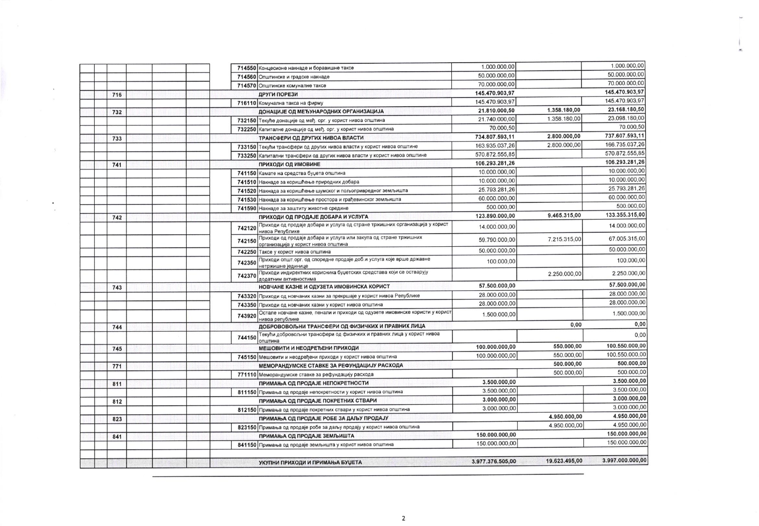| | | | | | | | | | | |
|---|---|---|---|---|---|---|---|---|---|---|
| | | | | | | 714550 | Концесионе накнаде и боравишне таксе | 1.000.000,00 | | 1.000.000,00 |
| | | | | | | 714560 | Општинске и градске накнаде | 50.000.000,00 | | 50.000.000,00 |
| | | | | | | 714570 | Општинске комуналне таксе | 70.000.000,00 | | 70.000.000,00 |
| | | 716 | | | | | **ДРУГИ ПОРЕЗИ** | **145.470.903,97** | | **145.470.903,97** |
| | | | | | | 716110 | Комунална такса на фирму | 145.470.903,97 | | 145.470.903,97 |
| | | 732 | | | | | **ДОНАЦИЈЕ ОД МЕЂУНАРОДНИХ ОРГАНИЗАЦИЈА** | **21.810.000,50** | **1.358.180,00** | **23.168.180,50** |
| | | | | | | 732150 | Текуће донације од међ. орг. у корист нивоа општина | 21.740.000,00 | 1.358.180,00 | 23.098.180,00 |
| | | | | | | 732250 | Капиталне донације од међ. орг. у корист нивоа општина | 70.000,50 | | 70.000,50 |
| | | 733 | | | | | **ТРАНСФЕРИ ОД ДРУГИХ НИВОА ВЛАСТИ** | **734.807.593,11** | **2.800.000,00** | **737.607.593,11** |
| | | | | | | 733150 | Текући трансфери од других нивоа власти у корист нивоа општине | 163.935.037,26 | 2.800.000,00 | 166.735.037,26 |
| | | | | | | 733250 | Капитални трансфери од других нивоа власти у корист нивоа општине | 570.872.555,85 | | 570.872.555,85 |
| | | 741 | | | | | **ПРИХОДИ ОД ИМОВИНЕ** | **106.293.281,26** | | **106.293.281,26** |
| | | | | | | 741150 | Камате на средства буџета општина | 10.000.000,00 | | 10.000.000,00 |
| | | | | | | 741510 | Накнаде за коришћење природних добара | 10.000.000,00 | | 10.000.000,00 |
| | | | | | | 741520 | Накнада за коришћење шумског и пољопривредног земљишта | 25.793.281,26 | | 25.793.281,26 |
| | | | | | | 741530 | Накнада за коришћење простора и грађевинског земљишта | 60.000.000,00 | | 60.000.000,00 |
| | | | | | | 741590 | Накнаде за заштиту животне средине | 500.000,00 | | 500.000,00 |
| | | 742 | | | | | **ПРИХОДИ ОД ПРОДАЈЕ ДОБАРА И УСЛУГА** | **123.890.000,00** | **9.465.315,00** | **133.355.315,00** |
| | | | | | | 742120 | Приходи од продаје добара и услуга од стране тржишних организација у корист нивоа Републике | 14.000.000,00 | | 14.000.000,00 |
| | | | | | | 742150 | Приходи од продаје добара и услуга или закупа од стране тржишних организација у корист нивоа општина | 59.790.000,00 | 7.215.315,00 | 67.005.315,00 |
| | | | | | | 742250 | Таксе у корист нивоа општина | 50.000.000,00 | | 50.000.000,00 |
| | | | | | | 742350 | Приходи општ.орг. од споредне продаје доб.и услуга које врше државне нетржишне јединице | 100.000,00 | | 100.000,00 |
| | | | | | | 742370 | Приходи индиректних корисника буџетских средстава који се остварују додатним активностима | | 2.250.000,00 | 2.250.000,00 |
| | | 743 | | | | | **НОВЧАНЕ КАЗНЕ И ОДУЗЕТА ИМОВИНСКА КОРИСТ** | **57.500.000,00** | | **57.500.000,00** |
| | | | | | | 743320 | Приходи од новчаних казни за прекршаје у корист нивоа Републике | 28.000.000,00 | | 28.000.000,00 |
| | | | | | | 743350 | Приходи од новчаних казни у корист нивоа општина | 28.000.000,00 | | 28.000.000,00 |
| | | | | | | 743920 | Остале новчане казне, пенали и приходи од одузете имовинске користи у корист нивоа републике | 1.500.000,00 | | 1.500.000,00 |
| | | 744 | | | | | **ДОБРОВОЉНИ ТРАНСФЕРИ ОД ФИЗИЧКИХ И ПРАВНИХ ЛИЦА** | | **0,00** | **0,00** |
| | | | | | | 744150 | Текући добровољни трансфери од физичких и правних лица у корист нивоа општина | | | 0,00 |
| | | 745 | | | | | **МЕШОВИТИ И НЕОДРЕЂЕНИ ПРИХОДИ** | **100.000.000,00** | **550.000,00** | **100.550.000,00** |
| | | | | | | 745150 | Мешовити и неодређени приходи у корист нивоа општина | 100.000.000,00 | 550.000,00 | 100.550.000,00 |
| | | 771 | | | | | **МЕМОРАНДУМСКЕ СТАВКЕ ЗА РЕФУНДАЦИЈУ РАСХОДА** | | **500.000,00** | **500.000,00** |
| | | | | | | 771110 | Меморандумске ставке за рефундацију расхода | | 500.000,00 | 500.000,00 |
| | | 811 | | | | | **ПРИМАЊА ОД ПРОДАЈЕ НЕПОКРЕТНОСТИ** | **3.500.000,00** | | **3.500.000,00** |
| | | | | | | 811150 | Примања од продаје непокретности у корист нивоа општина | 3.500.000,00 | | 3.500.000,00 |
| | | 812 | | | | | **ПРИМАЊА ОД ПРОДАЈЕ ПОКРЕТНИХ СТВАРИ** | **3.000.000,00** | | **3.000.000,00** |
| | | | | | | 812150 | Примања од продаје покретних ствари у корист нивоа општина | 3.000.000,00 | | 3.000.000,00 |
| | | 823 | | | | | **ПРИМАЊА ОД ПРОДАЈЕ РОБЕ ЗА ДАЉУ ПРОДАЈУ** | | **4.950.000,00** | **4.950.000,00** |
| | | | | | | 823150 | Примања од продаје робе за даљу продају у корист нивоа општина | | 4.950.000,00 | 4.950.000,00 |
| | | 841 | | | | | **ПРИМАЊА ОД ПРОДАЈЕ ЗЕМЉИШТА** | **150.000.000,00** | | **150.000.000,00** |
| | | | | | | 841150 | Примања од продаје земљишта у корист нивоа општина | 150.000.000,00 | | 150.000.000,00 |
| | | | | | | | **УКУПНИ ПРИХОДИ И ПРИМАЊА БУЏЕТА** | **3.977.376.505,00** | **19.623.495,00** | **3.997.000.000,00** |